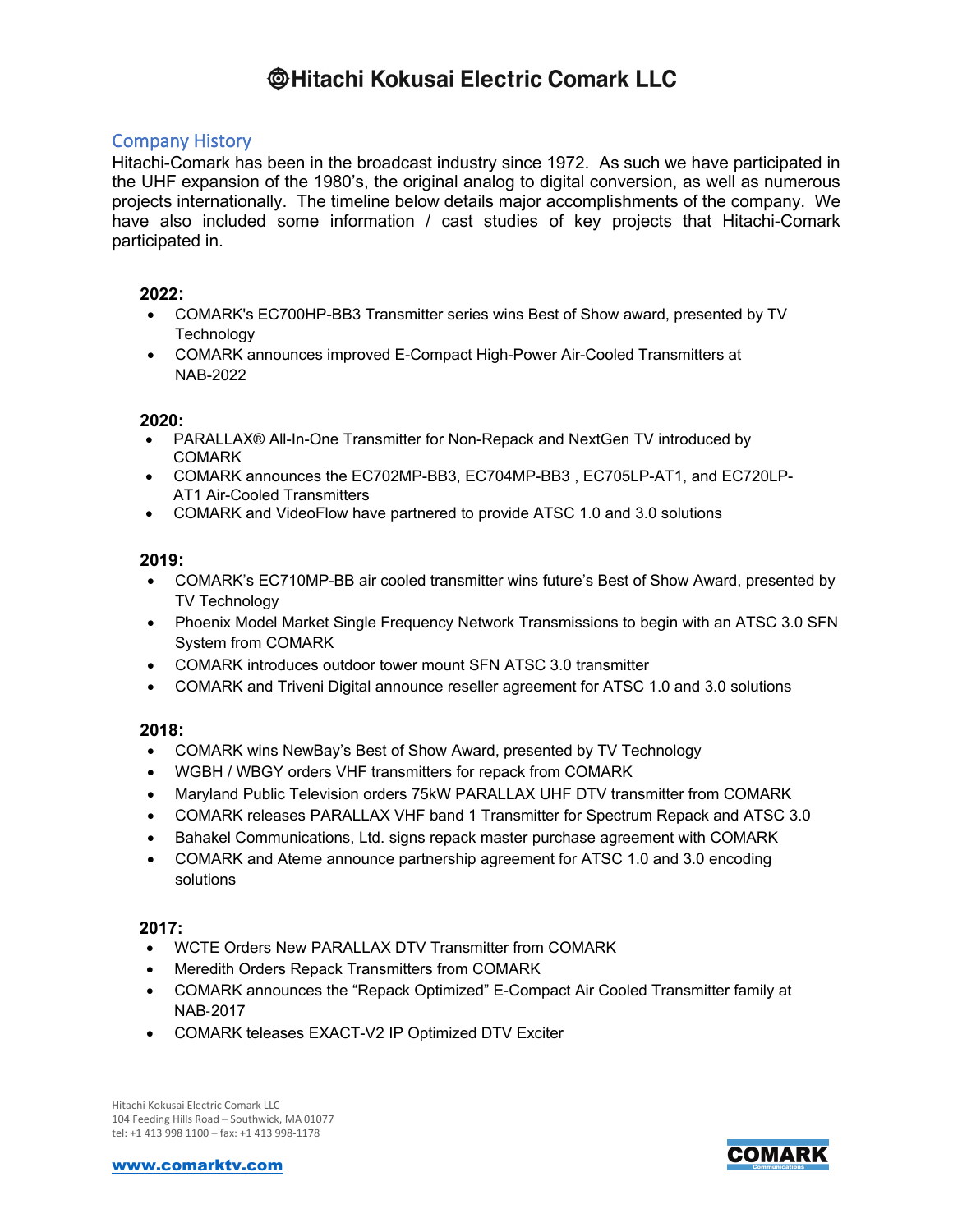# Hitachi Kokusai Electric Comark LLC

## Company History

Hitachi-Comark has been in the broadcast industry since 1972. As such we have participated in the UHF expansion of the 1980's, the original analog to digital conversion, as well as numerous projects internationally. The timeline below details major accomplishments of the company. We have also included some information / cast studies of key projects that Hitachi-Comark participated in.

**2022:**

- COMARK's EC700HP-BB3 Transmitter series wins Best of Show award, presented by TV Technology
- COMARK announces improved E-Compact High-Power Air-Cooled Transmitters at NAB-2022

**2020:**

- PARALLAX® All-In-One Transmitter for Non-Repack and NextGen TV introduced by COMARK
- COMARK announces the EC702MP-BB3, EC704MP-BB3 , EC705LP-AT1, and EC720LP-AT1 Air-Cooled Transmitters
- COMARK and VideoFlow have partnered to provide ATSC 1.0 and 3.0 solutions

**2019:**

- COMARK's EC710MP-BB air cooled transmitter wins future's Best of Show Award, presented by TV Technology
- Phoenix Model Market Single Frequency Network Transmissions to begin with an ATSC 3.0 SFN System from COMARK
- COMARK introduces outdoor tower mount SFN ATSC 3.0 transmitter
- COMARK and Triveni Digital announce reseller agreement for ATSC 1.0 and 3.0 solutions

**2018:**

- COMARK wins NewBay's Best of Show Award, presented by TV Technology
- WGBH / WBGY orders VHF transmitters for repack from COMARK
- Maryland Public Television orders 75kW PARALLAX UHF DTV transmitter from COMARK
- COMARK releases PARALLAX VHF band 1 Transmitter for Spectrum Repack and ATSC 3.0
- Bahakel Communications, Ltd. signs repack master purchase agreement with COMARK
- COMARK and Ateme announce partnership agreement for ATSC 1.0 and 3.0 encoding solutions

**2017:**

- WCTE Orders New PARALLAX DTV Transmitter from COMARK
- Meredith Orders Repack Transmitters from COMARK
- COMARK announces the "Repack Optimized" E-Compact Air Cooled Transmitter family at NAB-2017
- COMARK teleases EXACT-V2 IP Optimized DTV Exciter

Hitachi Kokusai Electric Comark LLC
104 Feeding Hills Road – Southwick, MA 01077
tel: +1 413 998 1100 – fax: +1 413 998-1178

www.comarktv.com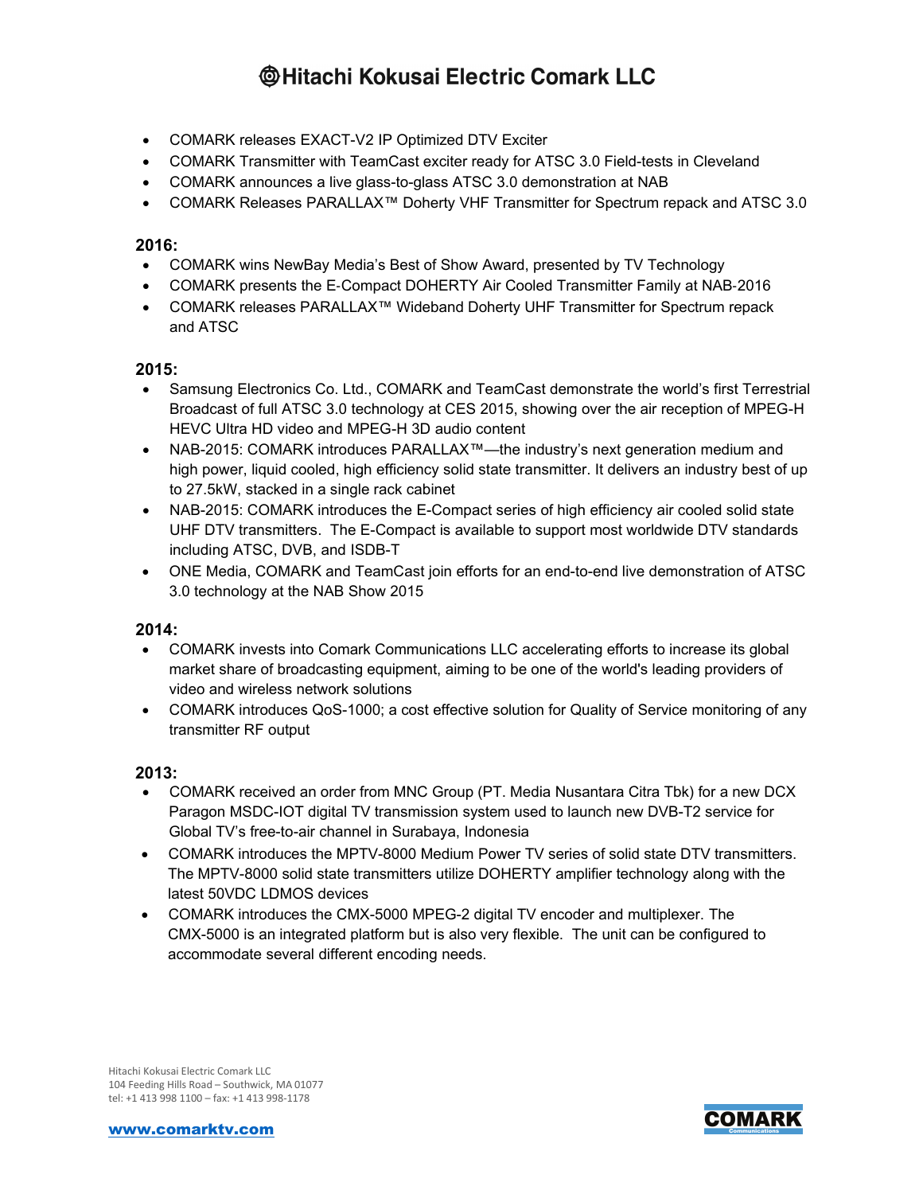- COMARK releases EXACT-V2 IP Optimized DTV Exciter
- COMARK Transmitter with TeamCast exciter ready for ATSC 3.0 Field-tests in Cleveland
- COMARK announces a live glass-to-glass ATSC 3.0 demonstration at NAB
- COMARK Releases PARALLAX™ Doherty VHF Transmitter for Spectrum repack and ATSC 3.0

**2016:**

- COMARK wins NewBay Media's Best of Show Award, presented by TV Technology
- COMARK presents the E-Compact DOHERTY Air Cooled Transmitter Family at NAB-2016
- COMARK releases PARALLAX™ Wideband Doherty UHF Transmitter for Spectrum repack and ATSC

**2015:**

- Samsung Electronics Co. Ltd., COMARK and TeamCast demonstrate the world's first Terrestrial Broadcast of full ATSC 3.0 technology at CES 2015, showing over the air reception of MPEG-H HEVC Ultra HD video and MPEG-H 3D audio content
- NAB-2015: COMARK introduces PARALLAX™—the industry's next generation medium and high power, liquid cooled, high efficiency solid state transmitter. It delivers an industry best of up to 27.5kW, stacked in a single rack cabinet
- NAB-2015: COMARK introduces the E-Compact series of high efficiency air cooled solid state UHF DTV transmitters. The E-Compact is available to support most worldwide DTV standards including ATSC, DVB, and ISDB-T
- ONE Media, COMARK and TeamCast join efforts for an end-to-end live demonstration of ATSC 3.0 technology at the NAB Show 2015

**2014:**

- COMARK invests into Comark Communications LLC accelerating efforts to increase its global market share of broadcasting equipment, aiming to be one of the world's leading providers of video and wireless network solutions
- COMARK introduces QoS-1000; a cost effective solution for Quality of Service monitoring of any transmitter RF output

**2013:**

- COMARK received an order from MNC Group (PT. Media Nusantara Citra Tbk) for a new DCX Paragon MSDC-IOT digital TV transmission system used to launch new DVB-T2 service for Global TV's free-to-air channel in Surabaya, Indonesia
- COMARK introduces the MPTV-8000 Medium Power TV series of solid state DTV transmitters. The MPTV-8000 solid state transmitters utilize DOHERTY amplifier technology along with the latest 50VDC LDMOS devices
- COMARK introduces the CMX-5000 MPEG-2 digital TV encoder and multiplexer. The CMX-5000 is an integrated platform but is also very flexible. The unit can be configured to accommodate several different encoding needs.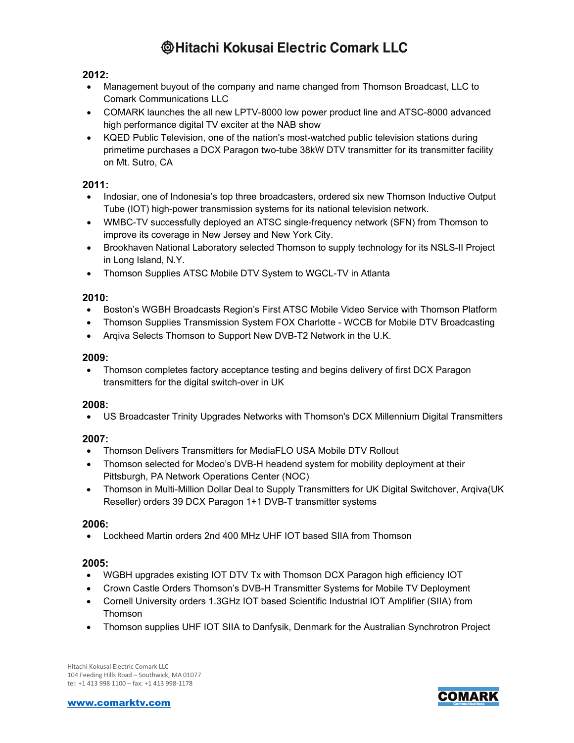**2012:**

- Management buyout of the company and name changed from Thomson Broadcast, LLC to Comark Communications LLC
- COMARK launches the all new LPTV-8000 low power product line and ATSC-8000 advanced high performance digital TV exciter at the NAB show
- KQED Public Television, one of the nation's most-watched public television stations during primetime purchases a DCX Paragon two-tube 38kW DTV transmitter for its transmitter facility on Mt. Sutro, CA

**2011:**

- Indosiar, one of Indonesia's top three broadcasters, ordered six new Thomson Inductive Output Tube (IOT) high-power transmission systems for its national television network.
- WMBC-TV successfully deployed an ATSC single-frequency network (SFN) from Thomson to improve its coverage in New Jersey and New York City.
- Brookhaven National Laboratory selected Thomson to supply technology for its NSLS-II Project in Long Island, N.Y.
- Thomson Supplies ATSC Mobile DTV System to WGCL-TV in Atlanta

**2010:**

- Boston's WGBH Broadcasts Region's First ATSC Mobile Video Service with Thomson Platform
- Thomson Supplies Transmission System FOX Charlotte - WCCB for Mobile DTV Broadcasting
- Arqiva Selects Thomson to Support New DVB-T2 Network in the U.K.

**2009:**

- Thomson completes factory acceptance testing and begins delivery of first DCX Paragon transmitters for the digital switch-over in UK

**2008:**

- US Broadcaster Trinity Upgrades Networks with Thomson's DCX Millennium Digital Transmitters

**2007:**

- Thomson Delivers Transmitters for MediaFLO USA Mobile DTV Rollout
- Thomson selected for Modeo's DVB-H headend system for mobility deployment at their Pittsburgh, PA Network Operations Center (NOC)
- Thomson in Multi-Million Dollar Deal to Supply Transmitters for UK Digital Switchover, Arqiva(UK Reseller) orders 39 DCX Paragon 1+1 DVB-T transmitter systems

**2006:**

- Lockheed Martin orders 2nd 400 MHz UHF IOT based SIIA from Thomson

**2005:**

- WGBH upgrades existing IOT DTV Tx with Thomson DCX Paragon high efficiency IOT
- Crown Castle Orders Thomson's DVB-H Transmitter Systems for Mobile TV Deployment
- Cornell University orders 1.3GHz IOT based Scientific Industrial IOT Amplifier (SIIA) from Thomson
- Thomson supplies UHF IOT SIIA to Danfysik, Denmark for the Australian Synchrotron Project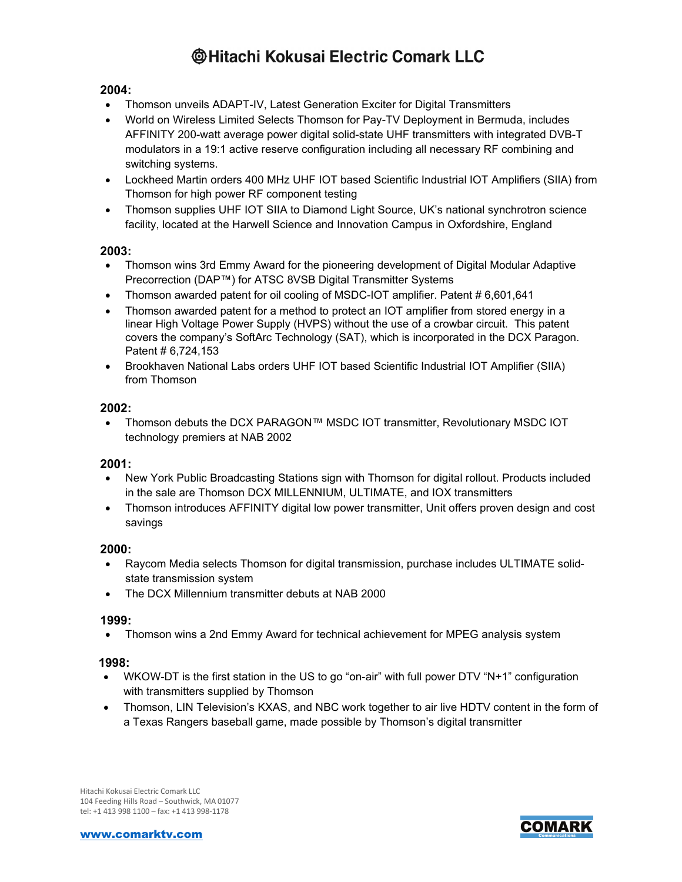**2004:**

- Thomson unveils ADAPT-IV, Latest Generation Exciter for Digital Transmitters
- World on Wireless Limited Selects Thomson for Pay-TV Deployment in Bermuda, includes AFFINITY 200-watt average power digital solid-state UHF transmitters with integrated DVB-T modulators in a 19:1 active reserve configuration including all necessary RF combining and switching systems.
- Lockheed Martin orders 400 MHz UHF IOT based Scientific Industrial IOT Amplifiers (SIIA) from Thomson for high power RF component testing
- Thomson supplies UHF IOT SIIA to Diamond Light Source, UK's national synchrotron science facility, located at the Harwell Science and Innovation Campus in Oxfordshire, England

**2003:**

- Thomson wins 3rd Emmy Award for the pioneering development of Digital Modular Adaptive Precorrection (DAP™) for ATSC 8VSB Digital Transmitter Systems
- Thomson awarded patent for oil cooling of MSDC-IOT amplifier. Patent # 6,601,641
- Thomson awarded patent for a method to protect an IOT amplifier from stored energy in a linear High Voltage Power Supply (HVPS) without the use of a crowbar circuit. This patent covers the company's SoftArc Technology (SAT), which is incorporated in the DCX Paragon. Patent # 6,724,153
- Brookhaven National Labs orders UHF IOT based Scientific Industrial IOT Amplifier (SIIA) from Thomson

**2002:**

- Thomson debuts the DCX PARAGON™ MSDC IOT transmitter, Revolutionary MSDC IOT technology premiers at NAB 2002

**2001:**

- New York Public Broadcasting Stations sign with Thomson for digital rollout. Products included in the sale are Thomson DCX MILLENNIUM, ULTIMATE, and IOX transmitters
- Thomson introduces AFFINITY digital low power transmitter, Unit offers proven design and cost savings

**2000:**

- Raycom Media selects Thomson for digital transmission, purchase includes ULTIMATE solid-state transmission system
- The DCX Millennium transmitter debuts at NAB 2000

**1999:**

- Thomson wins a 2nd Emmy Award for technical achievement for MPEG analysis system

**1998:**

- WKOW-DT is the first station in the US to go "on-air" with full power DTV "N+1" configuration with transmitters supplied by Thomson
- Thomson, LIN Television's KXAS, and NBC work together to air live HDTV content in the form of a Texas Rangers baseball game, made possible by Thomson's digital transmitter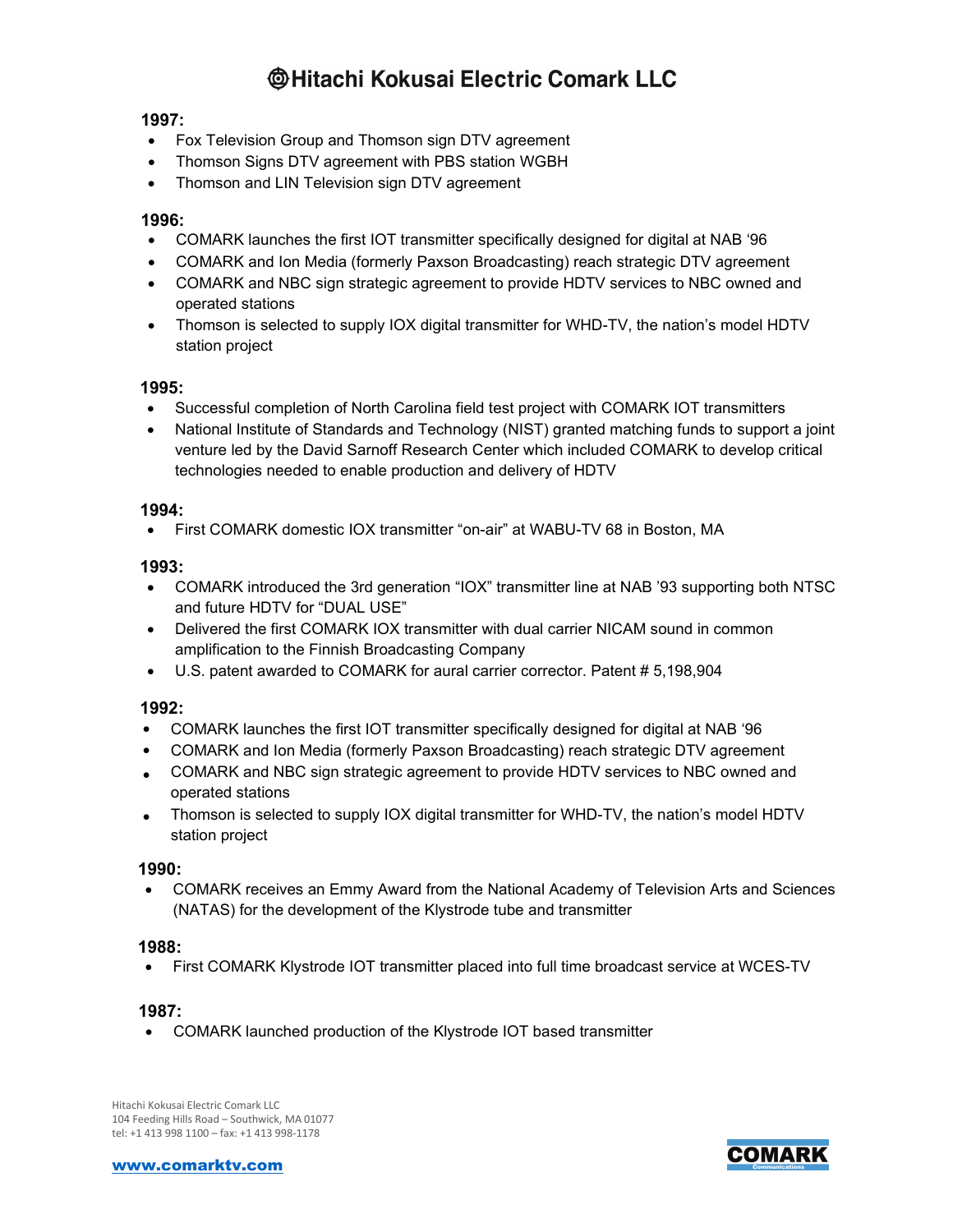# Hitachi Kokusai Electric Comark LLC

**1997:**

- Fox Television Group and Thomson sign DTV agreement
- Thomson Signs DTV agreement with PBS station WGBH
- Thomson and LIN Television sign DTV agreement

**1996:**

- COMARK launches the first IOT transmitter specifically designed for digital at NAB '96
- COMARK and Ion Media (formerly Paxson Broadcasting) reach strategic DTV agreement
- COMARK and NBC sign strategic agreement to provide HDTV services to NBC owned and operated stations
- Thomson is selected to supply IOX digital transmitter for WHD-TV, the nation's model HDTV station project

**1995:**

- Successful completion of North Carolina field test project with COMARK IOT transmitters
- National Institute of Standards and Technology (NIST) granted matching funds to support a joint venture led by the David Sarnoff Research Center which included COMARK to develop critical technologies needed to enable production and delivery of HDTV

**1994:**

- First COMARK domestic IOX transmitter "on-air" at WABU-TV 68 in Boston, MA

**1993:**

- COMARK introduced the 3rd generation "IOX" transmitter line at NAB '93 supporting both NTSC and future HDTV for "DUAL USE"
- Delivered the first COMARK IOX transmitter with dual carrier NICAM sound in common amplification to the Finnish Broadcasting Company
- U.S. patent awarded to COMARK for aural carrier corrector. Patent # 5,198,904

**1992:**

- COMARK launches the first IOT transmitter specifically designed for digital at NAB '96
- COMARK and Ion Media (formerly Paxson Broadcasting) reach strategic DTV agreement
- COMARK and NBC sign strategic agreement to provide HDTV services to NBC owned and operated stations
- Thomson is selected to supply IOX digital transmitter for WHD-TV, the nation's model HDTV station project

**1990:**

- COMARK receives an Emmy Award from the National Academy of Television Arts and Sciences (NATAS) for the development of the Klystrode tube and transmitter

**1988:**

- First COMARK Klystrode IOT transmitter placed into full time broadcast service at WCES-TV

**1987:**

- COMARK launched production of the Klystrode IOT based transmitter

Hitachi Kokusai Electric Comark LLC
104 Feeding Hills Road – Southwick, MA 01077
tel: +1 413 998 1100 – fax: +1 413 998-1178

www.comarktv.com

COMARK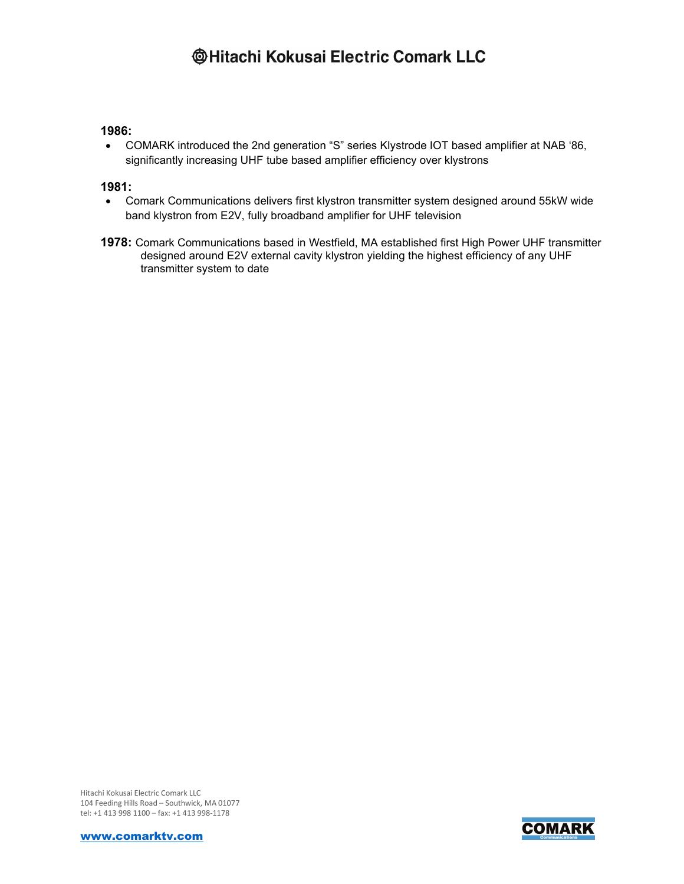**1986:**

- COMARK introduced the 2nd generation “S” series Klystrode IOT based amplifier at NAB ‘86, significantly increasing UHF tube based amplifier efficiency over klystrons

**1981:**

- Comark Communications delivers first klystron transmitter system designed around 55kW wide band klystron from E2V, fully broadband amplifier for UHF television

**1978:** Comark Communications based in Westfield, MA established first High Power UHF transmitter designed around E2V external cavity klystron yielding the highest efficiency of any UHF transmitter system to date